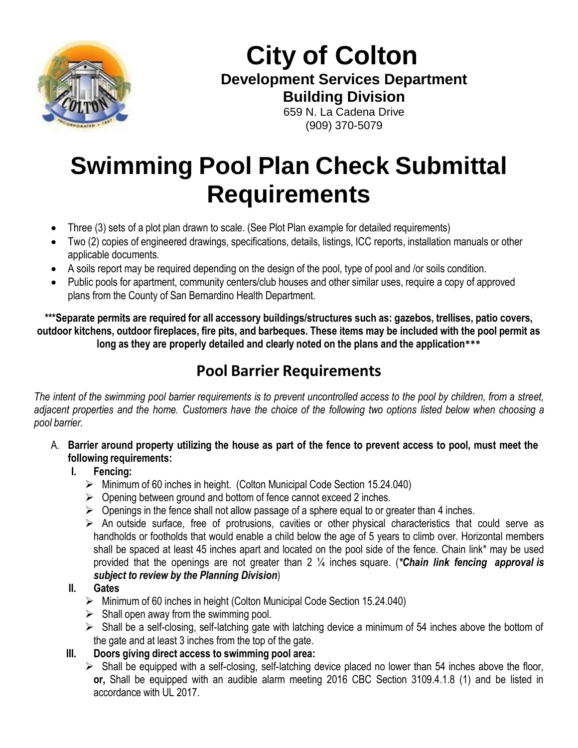# City of Colton

**Development Services Department**

**Building Division**

659 N. La Cadena Drive

(909) 370-5079

# Swimming Pool Plan Check Submittal Requirements

- Three (3) sets of a plot plan drawn to scale. (See Plot Plan example for detailed requirements)
- Two (2) copies of engineered drawings, specifications, details, listings, ICC reports, installation manuals or other applicable documents.
- A soils report may be required depending on the design of the pool, type of pool and /or soils condition.
- Public pools for apartment, community centers/club houses and other similar uses, require a copy of approved plans from the County of San Bernardino Health Department.

**\*\*\*Separate permits are required for all accessory buildings/structures such as: gazebos, trellises, patio covers, outdoor kitchens, outdoor fireplaces, fire pits, and barbeques. These items may be included with the pool permit as long as they are properly detailed and clearly noted on the plans and the application\*\*\***

## Pool Barrier Requirements

*The intent of the swimming pool barrier requirements is to prevent uncontrolled access to the pool by children, from a street, adjacent properties and the home. Customers have the choice of the following two options listed below when choosing a pool barrier.*

A. **Barrier around property utilizing the house as part of the fence to prevent access to pool, must meet the following requirements:**

   **I. Fencing:**
   - Minimum of 60 inches in height. (Colton Municipal Code Section 15.24.040)
   - Opening between ground and bottom of fence cannot exceed 2 inches.
   - Openings in the fence shall not allow passage of a sphere equal to or greater than 4 inches.
   - An outside surface, free of protrusions, cavities or other physical characteristics that could serve as handholds or footholds that would enable a child below the age of 5 years to climb over. Horizontal members shall be spaced at least 45 inches apart and located on the pool side of the fence. Chain link* may be used provided that the openings are not greater than 2 ¼ inches square. (***Chain link fencing approval is subject to review by the Planning Division***)

   **II. Gates**
   - Minimum of 60 inches in height (Colton Municipal Code Section 15.24.040)
   - Shall open away from the swimming pool.
   - Shall be a self-closing, self-latching gate with latching device a minimum of 54 inches above the bottom of the gate and at least 3 inches from the top of the gate.

   **III. Doors giving direct access to swimming pool area:**
   - Shall be equipped with a self-closing, self-latching device placed no lower than 54 inches above the floor, **or,** Shall be equipped with an audible alarm meeting 2016 CBC Section 3109.4.1.8 (1) and be listed in accordance with UL 2017.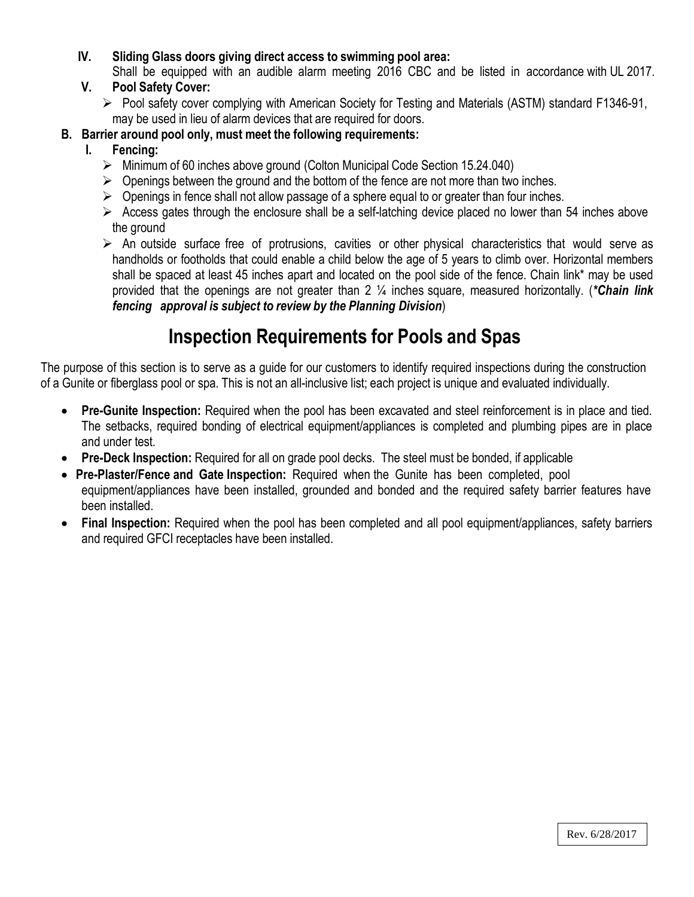- **IV. Sliding Glass doors giving direct access to swimming pool area:**
  Shall be equipped with an audible alarm meeting 2016 CBC and be listed in accordance with UL 2017.
- **V. Pool Safety Cover:**
  - Pool safety cover complying with American Society for Testing and Materials (ASTM) standard F1346-91, may be used in lieu of alarm devices that are required for doors.

**B. Barrier around pool only, must meet the following requirements:**

- **I. Fencing:**
  - Minimum of 60 inches above ground (Colton Municipal Code Section 15.24.040)
  - Openings between the ground and the bottom of the fence are not more than two inches.
  - Openings in fence shall not allow passage of a sphere equal to or greater than four inches.
  - Access gates through the enclosure shall be a self-latching device placed no lower than 54 inches above the ground
  - An outside surface free of protrusions, cavities or other physical characteristics that would serve as handholds or footholds that could enable a child below the age of 5 years to climb over. Horizontal members shall be spaced at least 45 inches apart and located on the pool side of the fence. Chain link* may be used provided that the openings are not greater than 2 ¼ inches square, measured horizontally. (***Chain link fencing approval is subject to review by the Planning Division***)

# Inspection Requirements for Pools and Spas

The purpose of this section is to serve as a guide for our customers to identify required inspections during the construction of a Gunite or fiberglass pool or spa. This is not an all-inclusive list; each project is unique and evaluated individually.

- **Pre-Gunite Inspection:** Required when the pool has been excavated and steel reinforcement is in place and tied. The setbacks, required bonding of electrical equipment/appliances is completed and plumbing pipes are in place and under test.
- **Pre-Deck Inspection:** Required for all on grade pool decks. The steel must be bonded, if applicable
- **Pre-Plaster/Fence and Gate Inspection:** Required when the Gunite has been completed, pool equipment/appliances have been installed, grounded and bonded and the required safety barrier features have been installed.
- **Final Inspection:** Required when the pool has been completed and all pool equipment/appliances, safety barriers and required GFCI receptacles have been installed.

Rev. 6/28/2017